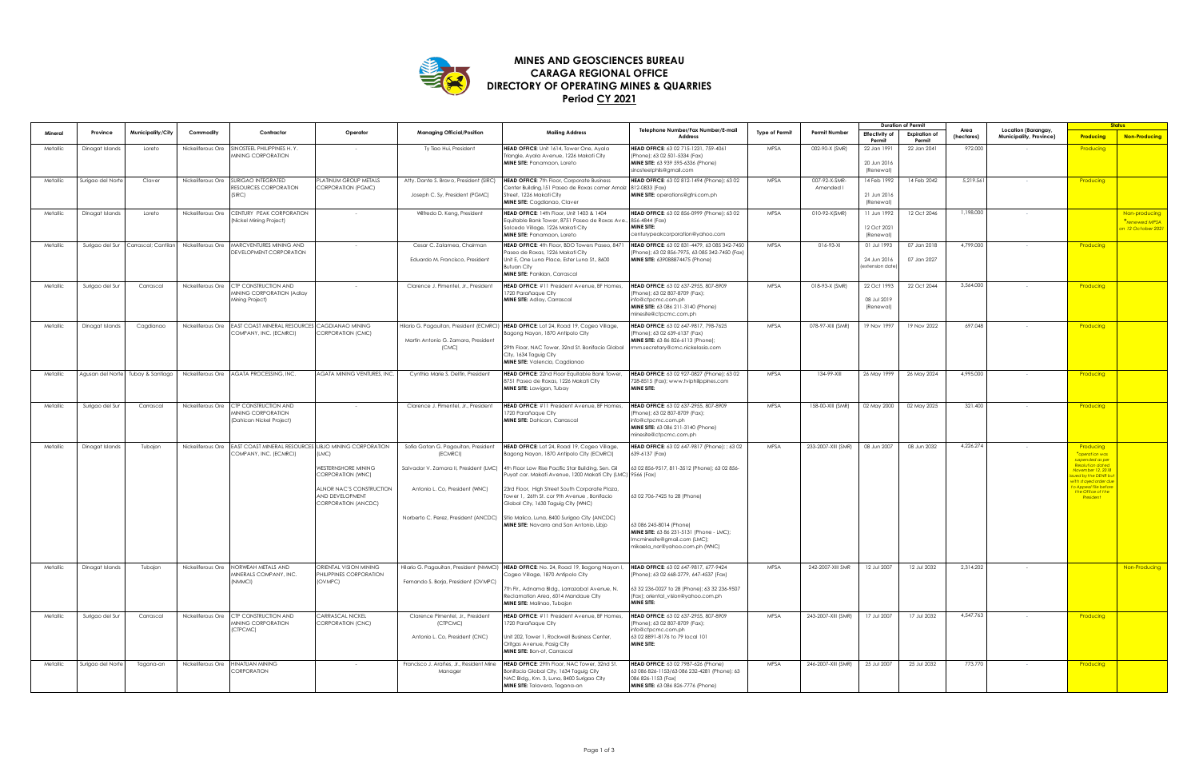# MINES AND GEOSCIENCES BUREAU
## CARAGA REGIONAL OFFICE
## DIRECTORY OF OPERATING MINES & QUARRIES
### Period CY 2021

| Mineral | Province | Municipality/City | Commodity | Contractor | Operator | Managing Official/Position | Mailing Address | Telephone Number/Fax Number/E-mail Address | Type of Permit | Permit Number | Duration of Permit | | Area (hectares) | Location (Barangay, Municipality, Province) | Status | |
|---|---|---|---|---|---|---|---|---|---|---|---|---|---|---|---|---|
| | | | | | | | | | | | Effectivity of Permit | Expiration of Permit | | | Producing | Non-Producing |
| Metallic | Dinagat Islands | Loreto | Nickeliferous Ore | SINOSTEEL PHILIPPINES H. Y. MINING CORPORATION | - | Ty Tiao Hui, President | HEAD OFFICE: Unit 1614, Tower One, Ayala Triangle, Ayala Avenue, 1226 Makati City MINE SITE: Panamaon, Loreto | HEAD OFFICE: 63 02 715-1231, 759-4061 (Phone); 63 02 501-5334 (Fax) MINE SITE: 63 939 595-6336 (Phone) sinosteelphils@gmail.com | MPSA | 002-90-X (SMR) | 22 Jan 1991 20 Jun 2016 (Renewal) | 22 Jan 2041 | 972.000 | - | Producing | |
| Metallic | Surigao del Norte | Claver | Nickeliferous Ore | SURIGAO INTEGRATED RESOURCES CORPORATION (SIRC) | PLATINUM GROUP METALS CORPORATION (PGMC) | Atty. Dante S. Bravo, President (SIRC) Joseph C. Sy, President (PGMC) | HEAD OFFICE: 7th Floor, Corporate Business Center Building,151 Paseo de Roxas corner Arnaiz Street, 1226 Makati City MINE SITE: Cagdianao, Claver | HEAD OFFICE: 63 02 812-1494 (Phone); 63 02 812-0835 (Fax) MINE SITE: operations@gfni.com.ph | MPSA | 007-92-X-SMR-Amended I | 14 Feb 1992 21 Jun 2016 (Renewal) | 14 Feb 2042 | 5,219.561 | - | Producing | |
| Metallic | Dinagat Islands | Loreto | Nickeliferous Ore | CENTURY PEAK CORPORATION (Nickel Mining Project) | - | Wilfredo D. Keng, President | HEAD OFFICE: 14th Floor, Unit 1403 & 1404 Equitable Bank Tower, 8751 Paseo de Roxas Ave., Salcedo Village, 1226 Makati City MINE SITE: Panamaon, Loreto | HEAD OFFICE: 63 02 856-0999 (Phone); 63 02 856-4844 (Fax) MINE SITE: centurypeakcorporation@yahoo.com | MPSA | 010-92-X(SMR) | 11 Jun 1992 12 Oct 2021 (Renewal) | 12 Oct 2046 | 1,198.000 | - | | Non-producing *renewed MPSA on 12 October 2021 |
| Metallic | Surigao del Sur | Carrascal; Cantilan | Nickeliferous Ore | MARCVENTURES MINING AND DEVELOPMENT CORPORATION | - | Cesar C. Zalamea, Chairman Eduardo M. Francisco, President | HEAD OFFICE: 4th Floor, BDO Towers Paseo, 8471 Paseo de Roxas, 1226 Makati City Unit E, One Luna Place, Ester Luna St., 8600 Butuan City MINE SITE: Panikian, Carrascal | HEAD OFFICE: 63 02 831-4479, 63 085 342-7450 (Phone); 63 02 856-7975, 63 085 342-7450 (Fax) MINE SITE: 639088874475 (Phone) | MPSA | 016-93-XI | 01 Jul 1993 24 Jun 2016 (extension date) | 07 Jan 2018 07 Jan 2027 | 4,799.000 | - | Producing | |
| Metallic | Surigao del Sur | Carrascal | Nickeliferous Ore | CTP CONSTRUCTION AND MINING CORPORATION (Adlay Mining Project) | - | Clarence J. Pimentel, Jr., President | HEAD OFFICE: #11 President Avenue, BF Homes, 1720 Parañaque City MINE SITE: Adlay, Carrascal | HEAD OFFICE: 63 02 637-2955, 807-8909 (Phone); 63 02 807-8709 (Fax); info@ctpcmc.com.ph MINE SITE: 63 086 211-3140 (Phone) minesite@ctpcmc.com.ph | MPSA | 018-93-X (SMR) | 22 Oct 1993 08 Jul 2019 (Renewal) | 22 Oct 2044 | 3,564.000 | - | Producing | |
| Metallic | Dinagat Islands | Cagdianao | Nickeliferous Ore | EAST COAST MINERAL RESOURCES COMPANY, INC. (ECMRCI) | CAGDIANAO MINING CORPORATION (CMC) | Hilario G. Pagauitan, President (ECMRCI) Martin Antonio G. Zamora, President (CMC) | HEAD OFFICE: Lot 24, Road 19, Cogeo Village, Bagong Nayon, 1870 Antipolo City 29th Floor, NAC Tower, 32nd St. Bonifacio Global City, 1634 Taguig City MINE SITE: Valencia, Cagdianao | HEAD OFFICE: 63 02 647-9817, 798-7625 (Phone); 63 02 639-6137 (Fax) MINE SITE: 63 86 826-6113 (Phone); mm.secretary@cmc.nickelasia.com | MPSA | 078-97-XIII (SMR) | 19 Nov 1997 | 19 Nov 2022 | 697.048 | - | Producing | |
| Metallic | Agusan del Norte | Tubay & Santiago | Nickeliferous Ore | AGATA PROCESSING, INC. | AGATA MINING VENTURES, INC. | Cynthia Marie S. Delfin, President | HEAD OFFICE: 22nd Floor Equitable Bank Tower, 8751 Paseo de Roxas, 1226 Makati City MINE SITE: Lawigan, Tubay | HEAD OFFICE: 63 02 927-0827 (Phone); 63 02 726-8515 (Fax); www.tvIphilippines.com MINE SITE: | MPSA | 134-99-XIII | 26 May 1999 | 26 May 2024 | 4,995.000 | - | Producing | |
| Metallic | Surigao del Sur | Carrascal | Nickeliferous Ore | CTP CONSTRUCTION AND MINING CORPORATION (Dahican Nickel Project) | - | Clarence J. Pimentel, Jr., President | HEAD OFFICE: #11 President Avenue, BF Homes, 1720 Parañaque City MINE SITE: Dahican, Carrascal | HEAD OFFICE: 63 02 637-2955, 807-8909 (Phone); 63 02 807-8709 (Fax); info@ctpcmc.com.ph MINE SITE: 63 086 211-3140 (Phone) minesite@ctpcmc.com.ph | MPSA | 158-00-XIII (SMR) | 02 May 2000 | 02 May 2025 | 321.400 | - | Producing | |
| Metallic | Dinagat Islands | Tubajon | Nickeliferous Ore | EAST COAST MINERAL RESOURCES COMPANY, INC. (ECMRCI) | LIBJO MINING CORPORATION (LMC) WESTERNSHORE MINING CORPORATION (WNC) ALNOR NAC'S CONSTRUCTION AND DEVELOPMENT CORPORATION (ANCDC) | Sofia Gatan G. Pagauitan, President (ECMRCI) Salvador V. Zamora II, President (LMC) Antonio L. Co, President (WNC) Norberto C. Perez, President (ANCDC) | HEAD OFFICE: Lot 24, Road 19, Cogeo Village, Bagong Nayon, 1870 Antipolo City (ECMRCI) 4th Floor Low Rise Pacific Star Building, Sen. Gil Puyat cor. Makati Avenue, 1200 Makati City (LMC) 23rd Floor, High Street South Corporate Plaza, Tower 1, 26th St. cor 9th Avenue , Bonifacio Global City, 1630 Taguig City (WNC) Sitio Malico, Luna, 8400 Surigao City (ANCDC) MINE SITE: Navarro and San Antonio, Libjo | HEAD OFFICE: 63 02 647-9817 (Phone); ; 63 02 639-6137 (Fax) 63 02 856-9517, 811-3512 (Phone); 63 02 856-9566 (Fax) 63 02 706-7425 to 28 (Phone) 63 086 245-8014 (Phone) MINE SITE: 63 86 231-5131 (Phone - LMC); lmcminesite@gmail.com (LMC); mikaela_nan@yahoo.com.ph (WNC) | MPSA | 233-2007-XIII (SMR) | 08 Jun 2007 | 08 Jun 2032 | 4,226.274 | - | Producing *operation was suspended as per Resolution dated November 12, 2018 issued by the DENR but with stayed order due to Appeal file before the Office of the President | |
| Metallic | Dinagat Islands | Tubajon | Nickeliferous Ore | NORWEAH METALS AND MINERALS COMPANY, INC. (NMMCI) | ORIENTAL VISION MINING PHILIPPINES CORPORATION (OVMPC) | Hilario G. Pagauitan, President (NMMCI) Fernando S. Borja, President (OVMPC) | HEAD OFFICE: No. 24, Road 19, Bagong Nayon I, Cogeo Village, 1870 Antipolo City 7th Flr., Admama Bldg., Larrazabal Avenue, N. Reclamation Area, 6014 Mandaue City MINE SITE: Malinao, Tubajon | HEAD OFFICE: 63 02 647-9817, 677-9424 (Phone); 63 02 668-2779, 647-4537 (Fax) 63 32 236-0027 to 28 (Phone); 63 32 236-9507 (Fax); oriental_vision@yahoo.com.ph MINE SITE: | MPSA | 242-2007-XIII SMR | 12 Jul 2007 | 12 Jul 2032 | 2,314.202 | - | | Non-Producing |
| Metallic | Surigao del Sur | Carrascal | Nickeliferous Ore | CTP CONSTRUCTION AND MINING CORPORATION (CTPCMC) | CARRASCAL NICKEL CORPORATION (CNC) | Clarence Pimentel, Jr., President (CTPCMC) Antonio L. Co, President (CNC) | HEAD OFFICE: #11 President Avenue, BF Homes, 1720 Parañaque City Unit 202, Tower 1, Rockwell Business Center, Ortigas Avenue, Pasig City MINE SITE: Bon-ot, Carrascal | HEAD OFFICE: 63 02 637-2955, 807-8909 (Phone); 63 02 807-8709 (Fax); info@ctpcmc.com.ph 63 02 8891-8176 to 79 local 101 MINE SITE: | MPSA | 243-2007-XIII (SMR) | 17 Jul 2007 | 17 Jul 2032 | 4,547.763 | - | Producing | |
| Metallic | Surigao del Norte | Tagana-an | Nickeliferous Ore | HINATUAN MINING CORPORATION | - | Francisco J. Arañes, Jr., Resident Mine Manager | HEAD OFFICE: 29th Floor, NAC Tower, 32nd St. Bonifacio Global City, 1634 Taguig City NAC Bldg., Km. 3, Luna, 8400 Surigao City MINE SITE: Talavera, Tagana-an | HEAD OFFICE: 63 02 7987-626 (Phone) 63 086 826-1153/63 086 232-4281 (Phone); 63 086 826-1153 (Fax) MINE SITE: 63 086 826-7776 (Phone) | MPSA | 246-2007-XIII (SMR) | 25 Jul 2007 | 25 Jul 2032 | 773.770 | - | Producing | |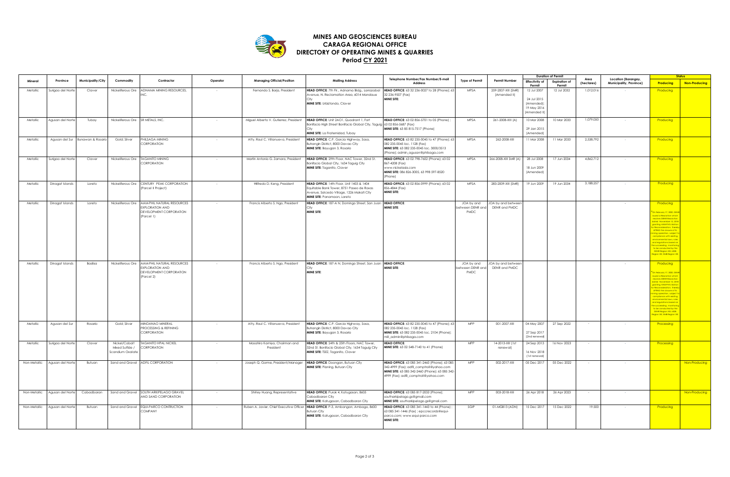# MINES AND GEOSCIENCES BUREAU
## CARAGA REGIONAL OFFICE
## DIRECTORY OF OPERATING MINES & QUARRIES
### Period CY 2021

| Mineral | Province | Municipality/City | Commodity | Contractor | Operator | Managing Official/Position | Mailing Address | Telephone Number/Fax Number/E-mail Address | Type of Permit | Permit Number | Duration of Permit | | Area (hectares) | Location (Barangay, Municipality, Province) | Status | |
|---|---|---|---|---|---|---|---|---|---|---|---|---|---|---|---|---|
| | | | | | | | | | | | Effectivity of Permit | Expiration of Permit | | | Producing | Non-Producing |
| Metallic | Surigao del Norte | Claver | Nickeliferous Ore | ADNAMA MINING RESOURCES, INC. | - | Fernando S. Borja, President | **HEAD OFFICE**: 7th Flr., Adnama Bldg., Lamzabal Avenue, N. Reclamation Area, 6014 Mandaue City<br>**MINE SITE**: Urbiztondo, Claver | **HEAD OFFICE**: 63 32 236-0027 to 28 (Phone); 63 32 236-9507 (Fax)<br>**MINE SITE**: | MPSA | 259-2007-XIII (SMR) (Amended II) | 12 Jul 2007<br>24 Jul 2015 (Amended);<br>19 May 2016 (Amended II) | 12 Jul 2032 | 1,012.016 | - | Producing | |
| Metallic | Agusan del Norte | Tubay | Nickeliferous Ore | SR METALS, INC. | - | Miguel Alberto V. Gutierrez, President | **HEAD OFFICE**: Unit 2AO1, Quadrant 1, Fort Bonifacio High Street Bonifacio Global City, Taguig City<br>**MINE SITE**: La Fraternidad, Tubay | **HEAD OFFICE**: 63 02 856-5701 to 05 (Phone) ; 63 02 856-5687 (Fax)<br>**MINE SITE**: 63 85 815-7517 (Phone) | MPSA | 261-2008-XIII (A) | 10 Mar 2008<br>29 Jan 2015 (Amended) | 10 Mar 2033 | 1,079.050 | - | Producing | |
| Metallic | Agusan del Sur | Bunawan & Rosario | Gold; Silver | PHILSAGA MINING CORPORATION | - | Atty. Raul C. Villanueva, President | **HEAD OFFICE**: C.P. Garcia Highway, Sasa, Buhangin District, 8000 Davao City<br>**MINE SITE**: Bayugan 3, Rosario | **HEAD OFFICE**: 63 82 235-0045 to 47 (Phone); 63 082 235-0045 loc. 1128 (Fax)<br>**MINE SITE**: 63 082 235-0045 loc. 3000/3513 (Phone); admin_agusan@philsaga.com | MPSA | 262-2008-XIII | 11 Mar 2008 | 11 Mar 2033 | 2,538.792 | - | Producing | |
| Metallic | Surigao del Norte | Claver | Nickeliferous Ore | TAGANITO MINING CORPORATION | - | Martin Antonio G. Zamora, President | **HEAD OFFICE**: 29th Floor, NAC Tower, 32nd St. Bonifacio Global City, 1634 Taguig City<br>**MINE SITE**: Taganito, Claver | **HEAD OFFICE**: 63 02 798-7602 (Phone); 63 02 867-4208 (Fax)<br>www.nickelasia.com<br>**MINE SITE**: 086 826-3005, 63 998 597-8520 (Phone) | MPSA | 266-2008-XIII SMR (A) | 28 Jul 2008<br>18 Jun 2009 (Amended) | 17 Jun 2034 | 4,862.712 | - | Producing | |
| Metallic | Dinagat Islands | Loreto | Nickeliferous Ore | CENTURY PEAK CORPORATION (Parcel II Project) | - | Wilfredo D. Keng, President | **HEAD OFFICE**: 14th Floor, Unit 1403 & 1404 Equitable Bank Tower, 8751 Paseo de Roxas Avenue, Salcedo Village, 1226 Makati City<br>**MINE SITE**: Panamaon, Loreto | **HEAD OFFICE**: 63 02 856-0999 (Phone); 63 02 856-4844 (Fax)<br>**MINE SITE**: | MPSA | 283-2009-XIII (SMR) | 19 Jun 2009 | 19 Jun 2034 | 3,188.257 | - | Producing | |
| Metallic | Dinagat Islands | Loreto | Nickeliferous Ore | AAM-PHIL NATURAL RESOURCES EXPLORATION AND DEVELOPMENT CORPORATION (Parcel 1) | - | Francis Alberto S. Ngo, President | **HEAD OFFICE**: 187-A N. Domingo Street, San Juan City<br>**MINE SITE**: | **HEAD OFFICE**:<br>**MINE SITE**: | JOA by and between DENR and PMDC | JOA by and between DENR and PMDC | | | | - | Producing<br>*On February 17, 2020, DENR issued a Resolution which resolves DENR Resolution dated November 12, 2018 granting AAMPHIL Motion for Reconsideration, thereby LIFTING the closure of its mining operation, subject to compliance with existing environmental laws, rules and regulations based on the succeeding monitoring to be conducted by the DENR Region XIII, MGB Region XIII, EMB Region XIII. | |
| Metallic | Dinagat Islands | Basilisa | Nickeliferous Ore | AAM-PHIL NATURAL RESOURCES EXPLORATION AND DEVELOPMENT CORPORATION (Parcel 2) | - | Francis Alberto S. Ngo, President | **HEAD OFFICE**: 187-A N. Domingo Street, San Juan City<br>**MINE SITE**: | **HEAD OFFICE**:<br>**MINE SITE**: | JOA by and between DENR and PMDC | JOA by and between DENR and PMDC | | | | - | Producing<br>*On February 17, 2020, DENR issued a Resolution which resolves DENR Resolution dated November 12, 2018 granting AAMPHIL Motion for Reconsideration, thereby LIFTING the closure of its mining operation, subject to compliance with existing environmental laws, rules and regulations based on the succeeding monitoring to be conducted by the DENR Region XIII, MGB Region XIII, EMB Region XIII. | |
| Metallic | Agusan del Sur | Rosario | Gold; Silver | MINDANAO MINERAL PROCESSING & REFINING CORPORATION | - | Atty. Raul C. Villanueva, President | **HEAD OFFICE**: C.P. Garcia Highway, Sasa, Buhangin District, 8000 Davao City<br>**MINE SITE**: Bayugan 3, Rosario | **HEAD OFFICE**: 63 82 235-0045 to 47 (Phone); 63 082 235-0045 loc. 1128 (Fax)<br>**MINE SITE**: 63 082 235-0045 loc. 2104 (Phone); mill_admin@philsaga.com | MPP | 001-2007-XIII | 04 May 2007<br>27 Sep 2017 (2nd renewal) | 27 Sep 2022 | - | - | Processing | |
| Metallic | Surigao del Norte | Claver | Nickel/Cobalt Mixed Sulfide / Scandium Oxalate | TAGANITO HPAL NICKEL CORPORATION | - | Masahiro Kamiya, Chairman and President | **HEAD OFFICE**: 24th & 25th Floors, NAC Tower, 32nd St. Bonifacio Global City, 1634 Taguig City<br>**MINE SITE**: TSEZ, Taganito, Claver | **HEAD OFFICE**:<br>**MINE SITE**: 63 02 548-7140 to 41 (Phone) | MPP | 14-2013-XIII (1st renewal) | 24 Sep 2013<br>16 Nov 2018 (1st renewal) | 16 Nov 2023 | - | - | Processing | |
| Non-Metallic | Agusan del Norte | Butuan | Sand and Gravel | ADFIL CORPORATION | - | Joseph Q. Gorme, President/Manager | **HEAD OFFICE**: Doongan, Butuan City<br>**MINE SITE**: Pianing, Butuan City | **HEAD OFFICE**: 63 085 341-2460 (Phone); 63 085 342-4999 (Fax); adfil_comptroll@yahoo.com<br>**MINE SITE**: 63 085 342-2460 (Phone); 63 085 342-4999 (Fax); adfil_comptroll@yahoo.com | MPP | 002-2017-XIII | 05 Dec 2017 | 05 Dec 2022 | - | - | | Non-Producing |
| Non-Metallic | Agusan del Norte | Cabadbaran | Sand and Gravel | SOUTH ARKIPELAGO GRAVEL AND SAND CORPORATION | - | Shirley Huang, Representative | **HEAD OFFICE**: Purok 4, Katugasan, 8605 Cabadbaran City<br>**MINE SITE**: Katugasan, Cabadbaran City | **HEAD OFFICE**: 63 085 817-2033 (Phone); southarkipelago.gs@gmail.com<br>**MINE SITE**: southarkipelago.gs@gmail.com | MPP | 003-2018-XIII | 26 Apr 2018 | 26 Apr 2023 | - | - | | Non-Producing |
| Non-Metallic | Agusan del Norte | Butuan | Sand and Gravel | EQUI-PARCO CONTRUCTION COMPANY | - | Ruben A. Javier, Chief Executive Officer | **HEAD OFFICE**: P-3, Ambangan, Ambago, 8600 Butuan City<br>**MINE SITE**: Katugasan, Cabadbaran City | **HEAD OFFICE**: 63 085 341-1443 to 44 (Phone) ; 63 085 341-1446 (Fax) ; epccrecords@equi-parco.com; www.equi-parco.com<br>**MINE SITE**: | SGIP | 01-MGB13 (ADN) | 15 Dec 2017 | 15 Dec 2022 | 19.500 | - | Producing | |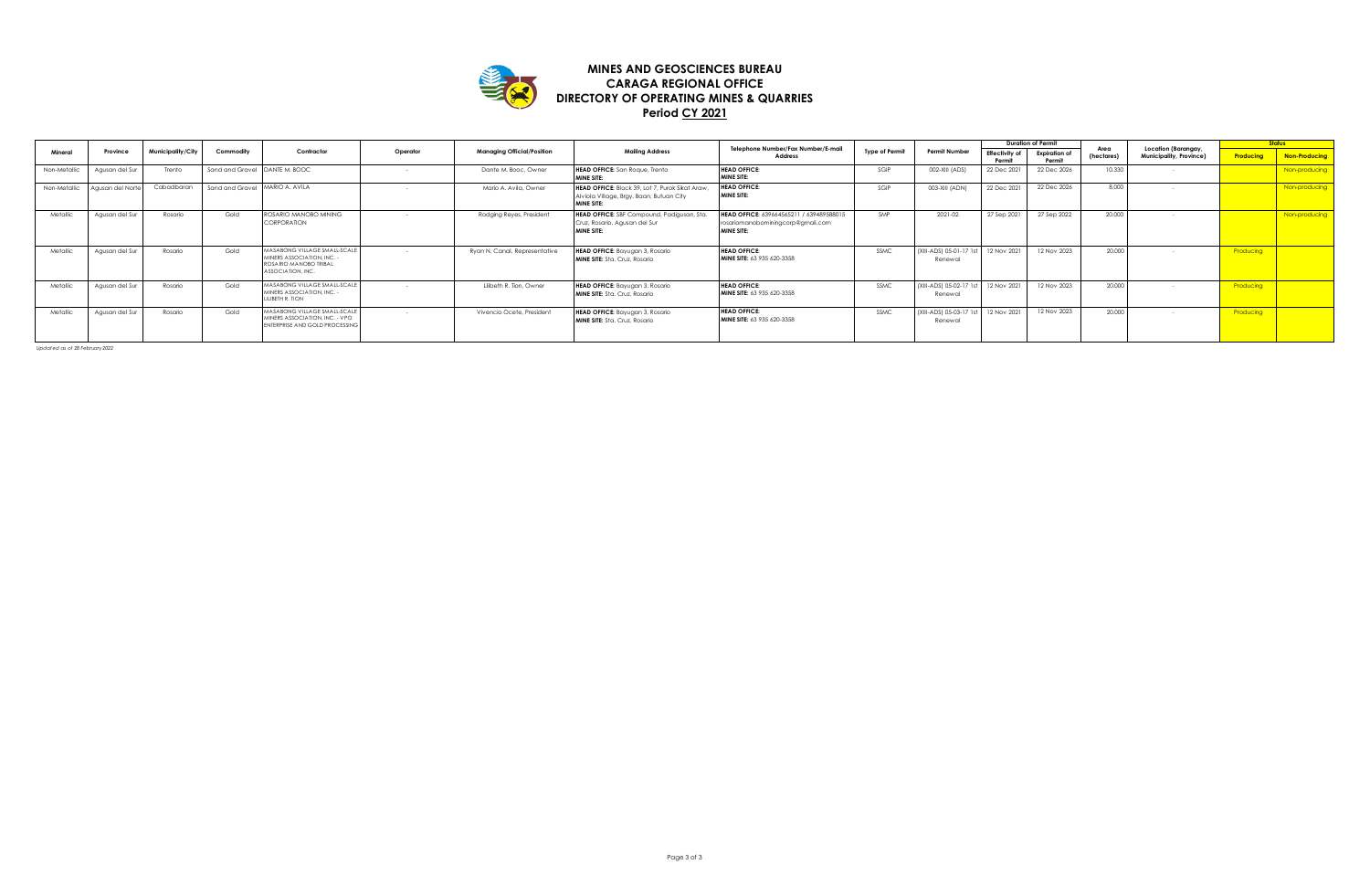# MINES AND GEOSCIENCES BUREAU
## CARAGA REGIONAL OFFICE
## DIRECTORY OF OPERATING MINES & QUARRIES
### Period CY 2021

| Mineral | Province | Municipality/City | Commodity | Contractor | Operator | Managing Official/Position | Mailing Address | Telephone Number/Fax Number/E-mail Address | Type of Permit | Permit Number | Duration of Permit | | Area (hectares) | Location (Barangay, Municipality, Province) | Status | |
|---|---|---|---|---|---|---|---|---|---|---|---|---|---|---|---|---|
| | | | | | | | | | | | Effectivity of Permit | Expiration of Permit | | | Producing | Non-Producing |
| Non-Metallic | Agusan del Sur | Trento | Sand and Gravel | DANTE M. BOOC | - | Dante M. Booc, Owner | HEAD OFFICE: San Roque, Trento MINE SITE: | HEAD OFFICE: MINE SITE: | SGIP | 002-XIII (ADS) | 22 Dec 2021 | 22 Dec 2026 | 10.330 | - | | Non-producing |
| Non-Metallic | Agusan del Norte | Cabadbaran | Sand and Gravel | MARIO A. AVILA | - | Mario A. Avila, Owner | HEAD OFFICE: Block 39, Lot 7, Purok Sikat Araw, Alviola Village, Brgy. Baan, Butuan City MINE SITE: | HEAD OFFICE: MINE SITE: | SGIP | 003-XIII (ADN) | 22 Dec 2021 | 22 Dec 2026 | 8.000 | - | | Non-producing |
| Metallic | Agusan del Sur | Rosario | Gold | ROSARIO MANOBO MINING CORPORATION | - | Rodging Reyes, President | HEAD OFFICE: SBF Compound, Padiguan, Sta. Cruz, Rosario, Agusan del Sur MINE SITE: | HEAD OFFICE: 639664565211 / 639489588015 rosariomanobominingcorp@gmail.com MINE SITE: | SMP | 2021-02 | 27 Sep 2021 | 27 Sep 2022 | 20.000 | - | | Non-producing |
| Metallic | Agusan del Sur | Rosario | Gold | MASABONG VILLAGE SMALL-SCALE MINERS ASSOCIATION, INC. - ROSARIO MANOBO TRIBAL ASSOCIATION, INC. | - | Ryan N. Canal, Representative | HEAD OFFICE: Bayugan 3, Rosario MINE SITE: Sta. Cruz, Rosario | HEAD OFFICE: MINE SITE: 63 935 620-3358 | SSMC | (XIII-ADS) 05-01-17 1st Renewal | 12 Nov 2021 | 12 Nov 2023 | 20.000 | - | Producing | |
| Metallic | Agusan del Sur | Rosario | Gold | MASABONG VILLAGE SMALL-SCALE MINERS ASSOCIATION, INC. - LILIBETH R. TION | - | Lilibeth R. Tion, Owner | HEAD OFFICE: Bayugan 3, Rosario MINE SITE: Sta. Cruz, Rosario | HEAD OFFICE: MINE SITE: 63 935 620-3358 | SSMC | (XIII-ADS) 05-02-17 1st Renewal | 12 Nov 2021 | 12 Nov 2023 | 20.000 | - | Producing | |
| Metallic | Agusan del Sur | Rosario | Gold | MASABONG VILLAGE SMALL-SCALE MINERS ASSOCIATION, INC. - VPO ENTERPRISE AND GOLD PROCESSING | - | Vivencio Ocete, President | HEAD OFFICE: Bayugan 3, Rosario MINE SITE: Sta. Cruz, Rosario | HEAD OFFICE: MINE SITE: 63 935 620-3358 | SSMC | (XIII-ADS) 05-03-17 1st Renewal | 12 Nov 2021 | 12 Nov 2023 | 20.000 | - | Producing | |

*Updated as of 28 February 2022*